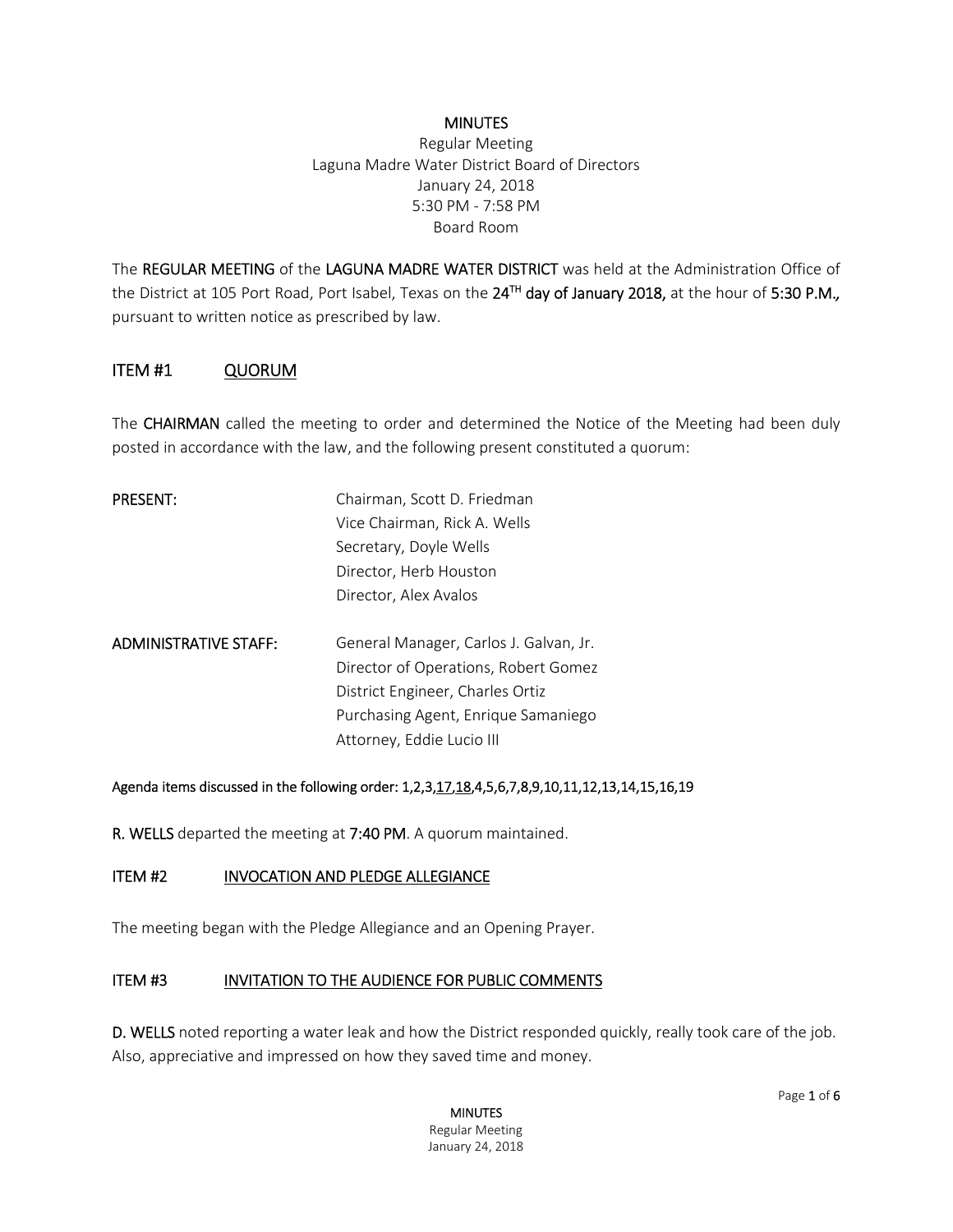# MINUTES

Regular Meeting
Laguna Madre Water District Board of Directors
January 24, 2018
5:30 PM - 7:58 PM
Board Room

The **REGULAR MEETING** of the **LAGUNA MADRE WATER DISTRICT** was held at the Administration Office of the District at 105 Port Road, Port Isabel, Texas on the **24TH day of January 2018,** at the hour of **5:30 P.M.,** pursuant to written notice as prescribed by law.

## ITEM #1 QUORUM

The **CHAIRMAN** called the meeting to order and determined the Notice of the Meeting had been duly posted in accordance with the law, and the following present constituted a quorum:

| | |
|---|---|
| **PRESENT:** | Chairman, Scott D. Friedman |
| | Vice Chairman, Rick A. Wells |
| | Secretary, Doyle Wells |
| | Director, Herb Houston |
| | Director, Alex Avalos |
| **ADMINISTRATIVE STAFF:** | General Manager, Carlos J. Galvan, Jr. |
| | Director of Operations, Robert Gomez |
| | District Engineer, Charles Ortiz |
| | Purchasing Agent, Enrique Samaniego |
| | Attorney, Eddie Lucio III |

**Agenda items discussed in the following order: 1,2,3,17,18,4,5,6,7,8,9,10,11,12,13,14,15,16,19**

**R. WELLS** departed the meeting at **7:40 PM**. A quorum maintained.

### ITEM #2 INVOCATION AND PLEDGE ALLEGIANCE

The meeting began with the Pledge Allegiance and an Opening Prayer.

### ITEM #3 INVITATION TO THE AUDIENCE FOR PUBLIC COMMENTS

**D. WELLS** noted reporting a water leak and how the District responded quickly, really took care of the job. Also, appreciative and impressed on how they saved time and money.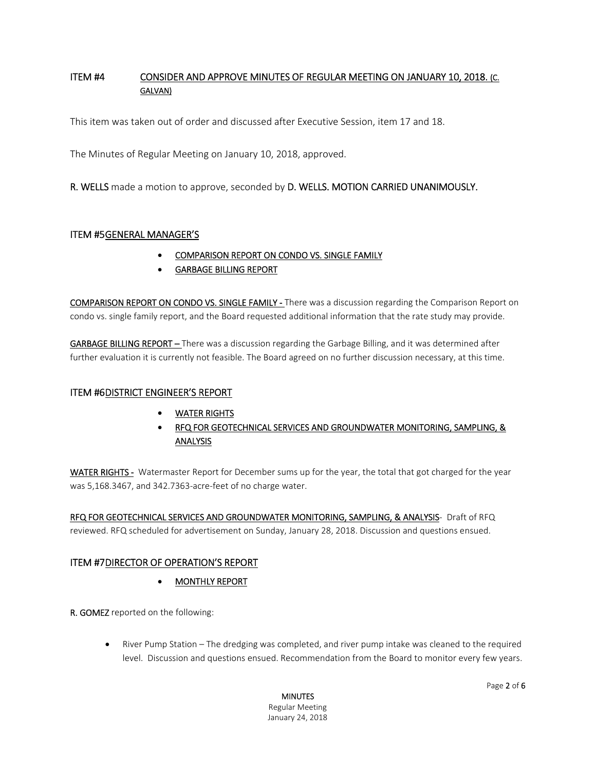## ITEM #4 CONSIDER AND APPROVE MINUTES OF REGULAR MEETING ON JANUARY 10, 2018. (C. GALVAN)

This item was taken out of order and discussed after Executive Session, item 17 and 18.

The Minutes of Regular Meeting on January 10, 2018, approved.

**R. WELLS** made a motion to approve, seconded by **D. WELLS. MOTION CARRIED UNANIMOUSLY.**

## ITEM #5 GENERAL MANAGER'S

- COMPARISON REPORT ON CONDO VS. SINGLE FAMILY
- GARBAGE BILLING REPORT

COMPARISON REPORT ON CONDO VS. SINGLE FAMILY - There was a discussion regarding the Comparison Report on condo vs. single family report, and the Board requested additional information that the rate study may provide.

GARBAGE BILLING REPORT – There was a discussion regarding the Garbage Billing, and it was determined after further evaluation it is currently not feasible. The Board agreed on no further discussion necessary, at this time.

## ITEM #6 DISTRICT ENGINEER'S REPORT

- WATER RIGHTS
- RFQ FOR GEOTECHNICAL SERVICES AND GROUNDWATER MONITORING, SAMPLING, & ANALYSIS

WATER RIGHTS - Watermaster Report for December sums up for the year, the total that got charged for the year was 5,168.3467, and 342.7363-acre-feet of no charge water.

RFQ FOR GEOTECHNICAL SERVICES AND GROUNDWATER MONITORING, SAMPLING, & ANALYSIS- Draft of RFQ reviewed. RFQ scheduled for advertisement on Sunday, January 28, 2018. Discussion and questions ensued.

## ITEM #7 DIRECTOR OF OPERATION'S REPORT

- MONTHLY REPORT

**R. GOMEZ** reported on the following:

- River Pump Station – The dredging was completed, and river pump intake was cleaned to the required level. Discussion and questions ensued. Recommendation from the Board to monitor every few years.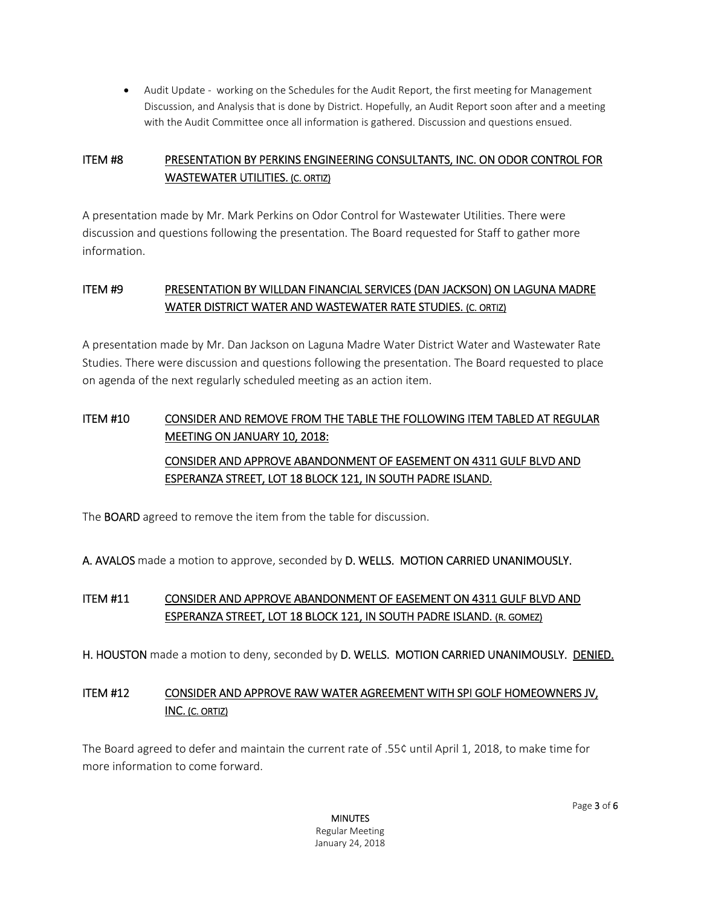- Audit Update - working on the Schedules for the Audit Report, the first meeting for Management Discussion, and Analysis that is done by District. Hopefully, an Audit Report soon after and a meeting with the Audit Committee once all information is gathered. Discussion and questions ensued.

## ITEM #8 PRESENTATION BY PERKINS ENGINEERING CONSULTANTS, INC. ON ODOR CONTROL FOR WASTEWATER UTILITIES. (C. ORTIZ)

A presentation made by Mr. Mark Perkins on Odor Control for Wastewater Utilities. There were discussion and questions following the presentation. The Board requested for Staff to gather more information.

## ITEM #9 PRESENTATION BY WILLDAN FINANCIAL SERVICES (DAN JACKSON) ON LAGUNA MADRE WATER DISTRICT WATER AND WASTEWATER RATE STUDIES. (C. ORTIZ)

A presentation made by Mr. Dan Jackson on Laguna Madre Water District Water and Wastewater Rate Studies. There were discussion and questions following the presentation. The Board requested to place on agenda of the next regularly scheduled meeting as an action item.

## ITEM #10 CONSIDER AND REMOVE FROM THE TABLE THE FOLLOWING ITEM TABLED AT REGULAR MEETING ON JANUARY 10, 2018:

CONSIDER AND APPROVE ABANDONMENT OF EASEMENT ON 4311 GULF BLVD AND ESPERANZA STREET, LOT 18 BLOCK 121, IN SOUTH PADRE ISLAND.

The **BOARD** agreed to remove the item from the table for discussion.

**A. AVALOS** made a motion to approve, seconded by **D. WELLS. MOTION CARRIED UNANIMOUSLY.**

## ITEM #11 CONSIDER AND APPROVE ABANDONMENT OF EASEMENT ON 4311 GULF BLVD AND ESPERANZA STREET, LOT 18 BLOCK 121, IN SOUTH PADRE ISLAND. (R. GOMEZ)

**H. HOUSTON** made a motion to deny, seconded by **D. WELLS. MOTION CARRIED UNANIMOUSLY. DENIED.**

## ITEM #12 CONSIDER AND APPROVE RAW WATER AGREEMENT WITH SPI GOLF HOMEOWNERS JV, INC. (C. ORTIZ)

The Board agreed to defer and maintain the current rate of .55¢ until April 1, 2018, to make time for more information to come forward.

MINUTES
Regular Meeting
January 24, 2018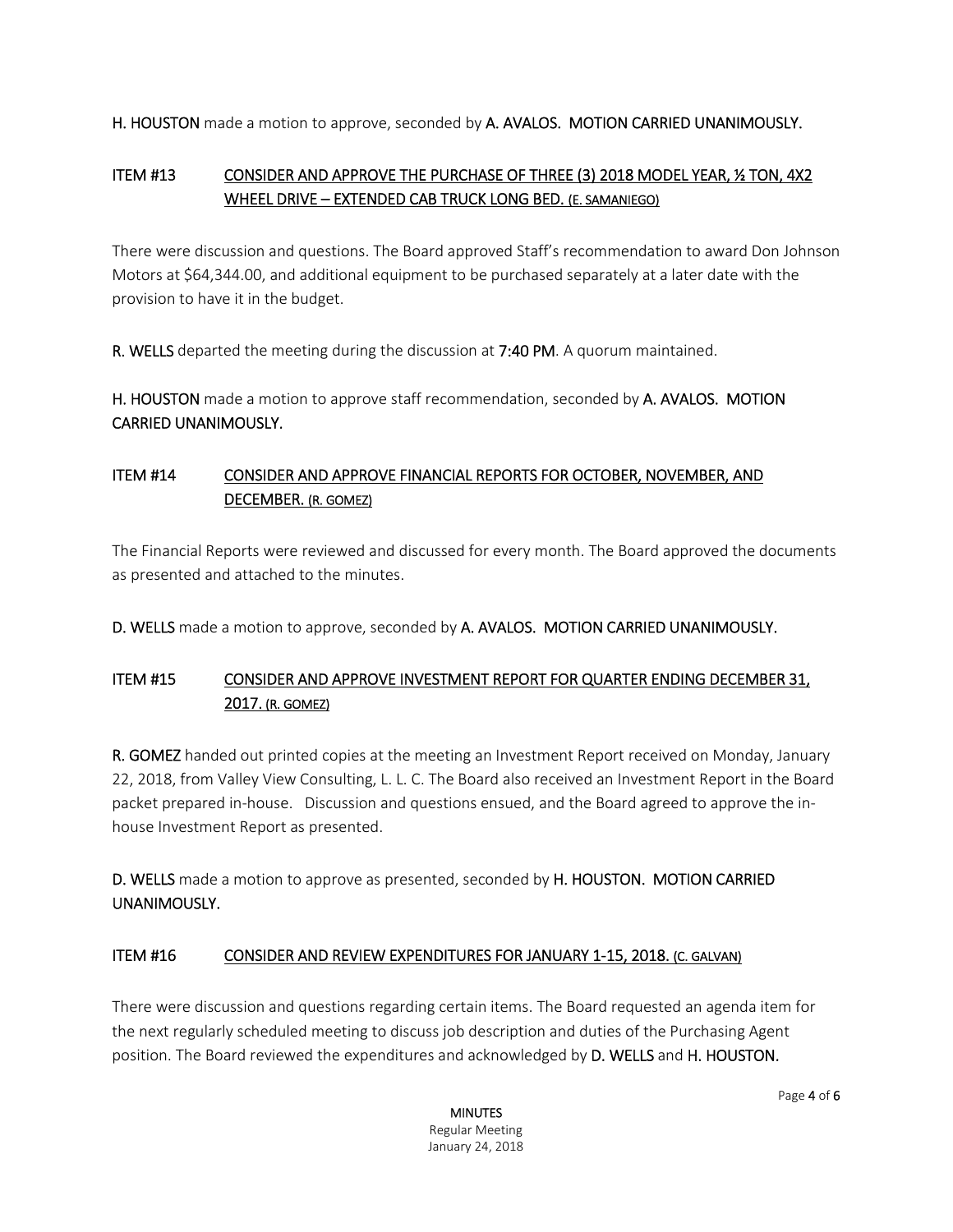**H. HOUSTON** made a motion to approve, seconded by **A. AVALOS. MOTION CARRIED UNANIMOUSLY.**

### ITEM #13 CONSIDER AND APPROVE THE PURCHASE OF THREE (3) 2018 MODEL YEAR, ½ TON, 4X2 WHEEL DRIVE – EXTENDED CAB TRUCK LONG BED. (E. SAMANIEGO)

There were discussion and questions. The Board approved Staff's recommendation to award Don Johnson Motors at $64,344.00, and additional equipment to be purchased separately at a later date with the provision to have it in the budget.

**R. WELLS** departed the meeting during the discussion at **7:40 PM**. A quorum maintained.

**H. HOUSTON** made a motion to approve staff recommendation, seconded by **A. AVALOS. MOTION CARRIED UNANIMOUSLY.**

### ITEM #14 CONSIDER AND APPROVE FINANCIAL REPORTS FOR OCTOBER, NOVEMBER, AND DECEMBER. (R. GOMEZ)

The Financial Reports were reviewed and discussed for every month. The Board approved the documents as presented and attached to the minutes.

**D. WELLS** made a motion to approve, seconded by **A. AVALOS. MOTION CARRIED UNANIMOUSLY.**

### ITEM #15 CONSIDER AND APPROVE INVESTMENT REPORT FOR QUARTER ENDING DECEMBER 31, 2017. (R. GOMEZ)

**R. GOMEZ** handed out printed copies at the meeting an Investment Report received on Monday, January 22, 2018, from Valley View Consulting, L. L. C. The Board also received an Investment Report in the Board packet prepared in-house. Discussion and questions ensued, and the Board agreed to approve the in-house Investment Report as presented.

**D. WELLS** made a motion to approve as presented, seconded by **H. HOUSTON. MOTION CARRIED UNANIMOUSLY.**

### ITEM #16 CONSIDER AND REVIEW EXPENDITURES FOR JANUARY 1-15, 2018. (C. GALVAN)

There were discussion and questions regarding certain items. The Board requested an agenda item for the next regularly scheduled meeting to discuss job description and duties of the Purchasing Agent position. The Board reviewed the expenditures and acknowledged by **D. WELLS** and **H. HOUSTON.**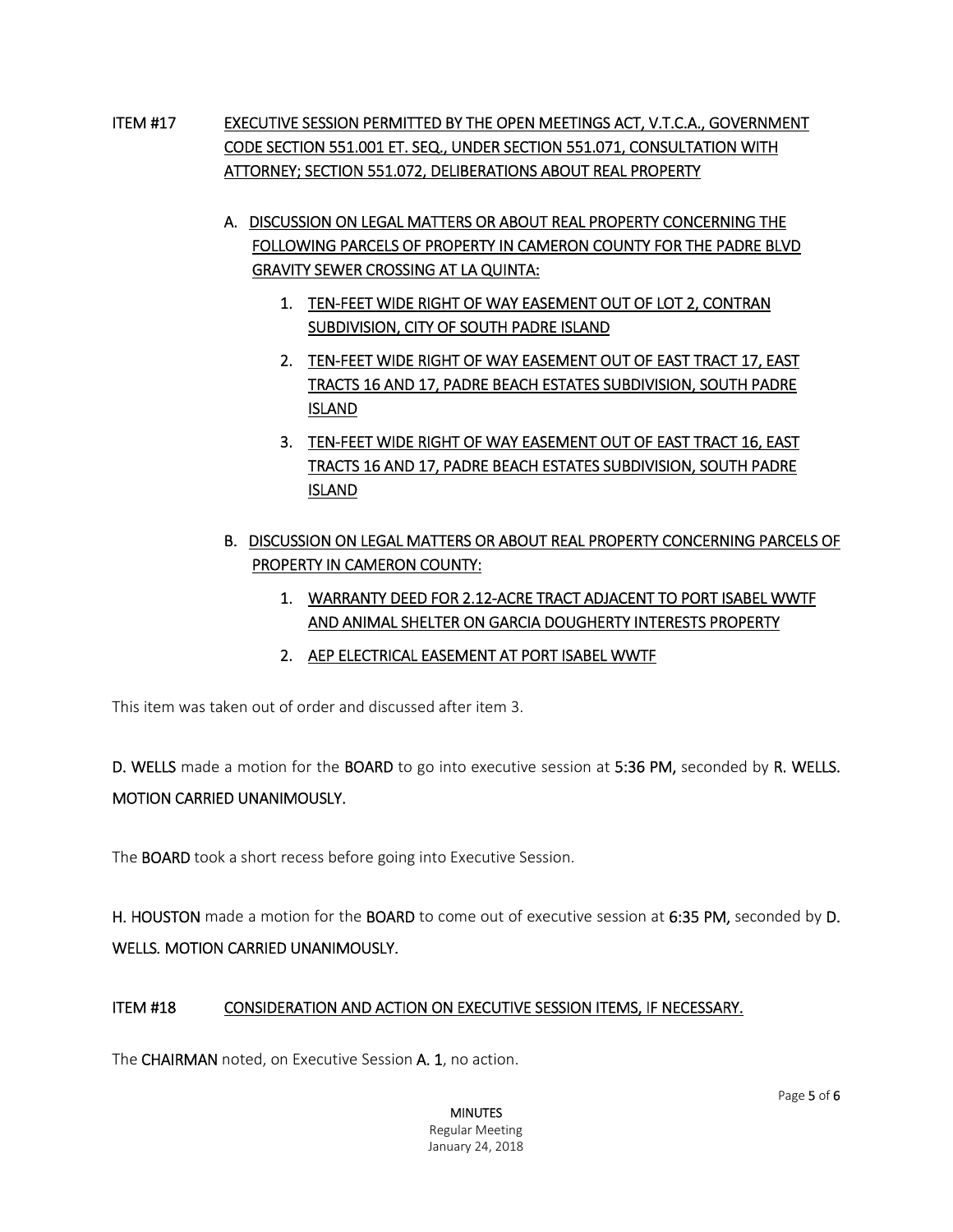**ITEM #17** <u>EXECUTIVE SESSION PERMITTED BY THE OPEN MEETINGS ACT, V.T.C.A., GOVERNMENT CODE SECTION 551.001 ET. SEQ., UNDER SECTION 551.071, CONSULTATION WITH ATTORNEY; SECTION 551.072, DELIBERATIONS ABOUT REAL PROPERTY</u>

A. <u>DISCUSSION ON LEGAL MATTERS OR ABOUT REAL PROPERTY CONCERNING THE FOLLOWING PARCELS OF PROPERTY IN CAMERON COUNTY FOR THE PADRE BLVD GRAVITY SEWER CROSSING AT LA QUINTA:</u>

1. <u>TEN-FEET WIDE RIGHT OF WAY EASEMENT OUT OF LOT 2, CONTRAN SUBDIVISION, CITY OF SOUTH PADRE ISLAND</u>
2. <u>TEN-FEET WIDE RIGHT OF WAY EASEMENT OUT OF EAST TRACT 17, EAST TRACTS 16 AND 17, PADRE BEACH ESTATES SUBDIVISION, SOUTH PADRE ISLAND</u>
3. <u>TEN-FEET WIDE RIGHT OF WAY EASEMENT OUT OF EAST TRACT 16, EAST TRACTS 16 AND 17, PADRE BEACH ESTATES SUBDIVISION, SOUTH PADRE ISLAND</u>

B. <u>DISCUSSION ON LEGAL MATTERS OR ABOUT REAL PROPERTY CONCERNING PARCELS OF PROPERTY IN CAMERON COUNTY:</u>

1. <u>WARRANTY DEED FOR 2.12-ACRE TRACT ADJACENT TO PORT ISABEL WWTF AND ANIMAL SHELTER ON GARCIA DOUGHERTY INTERESTS PROPERTY</u>
2. <u>AEP ELECTRICAL EASEMENT AT PORT ISABEL WWTF</u>

This item was taken out of order and discussed after item 3.

**D. WELLS** made a motion for the **BOARD** to go into executive session at **5:36 PM,** seconded by **R. WELLS. MOTION CARRIED UNANIMOUSLY.**

The **BOARD** took a short recess before going into Executive Session.

**H. HOUSTON** made a motion for the **BOARD** to come out of executive session at **6:35 PM,** seconded by **D. WELLS. MOTION CARRIED UNANIMOUSLY.**

**ITEM #18** <u>CONSIDERATION AND ACTION ON EXECUTIVE SESSION ITEMS, IF NECESSARY.</u>

The **CHAIRMAN** noted, on Executive Session **A. 1**, no action.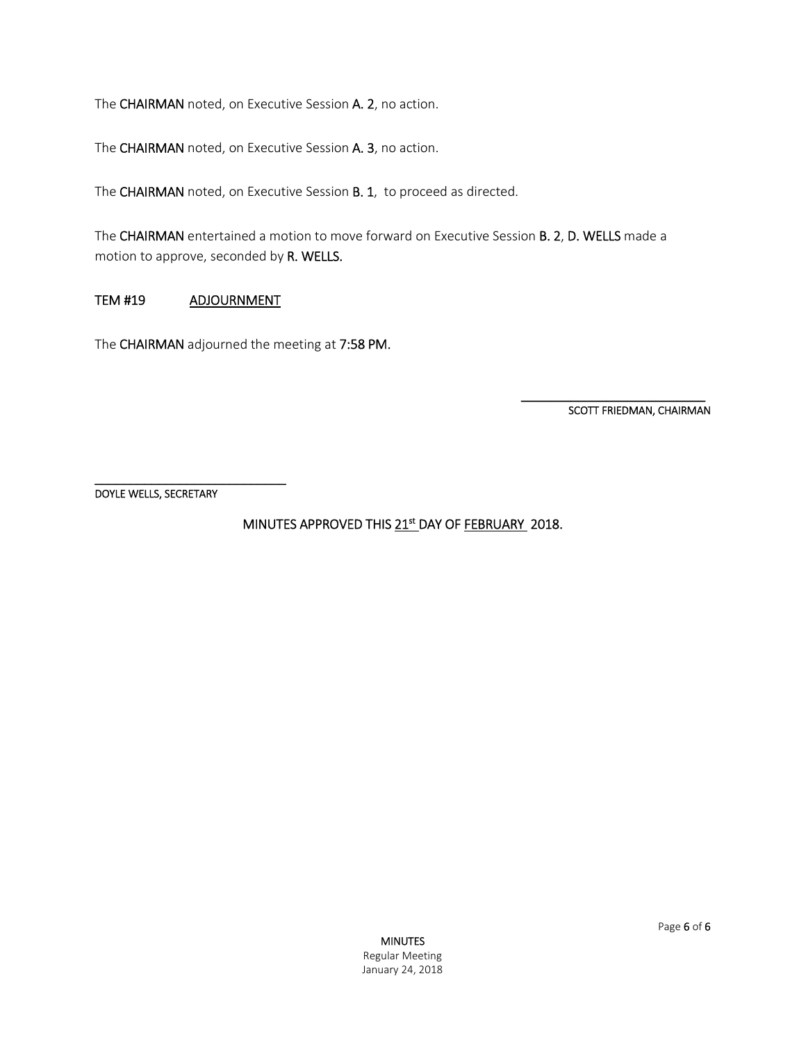The **CHAIRMAN** noted, on Executive Session **A. 2**, no action.

The **CHAIRMAN** noted, on Executive Session **A. 3**, no action.

The **CHAIRMAN** noted, on Executive Session **B. 1**, to proceed as directed.

The **CHAIRMAN** entertained a motion to move forward on Executive Session **B. 2**, **D. WELLS** made a motion to approve, seconded by **R. WELLS.**

**TEM #19** **ADJOURNMENT**

The **CHAIRMAN** adjourned the meeting at **7:58 PM.**

\_\_\_\_\_\_\_\_\_\_\_\_\_\_\_\_\_\_\_\_\_\_\_\_\_\_\_\_
SCOTT FRIEDMAN, CHAIRMAN

\_\_\_\_\_\_\_\_\_\_\_\_\_\_\_\_\_\_\_\_\_\_\_\_\_\_\_\_
DOYLE WELLS, SECRETARY

MINUTES APPROVED THIS 21st DAY OF FEBRUARY 2018.

MINUTES
Regular Meeting
January 24, 2018